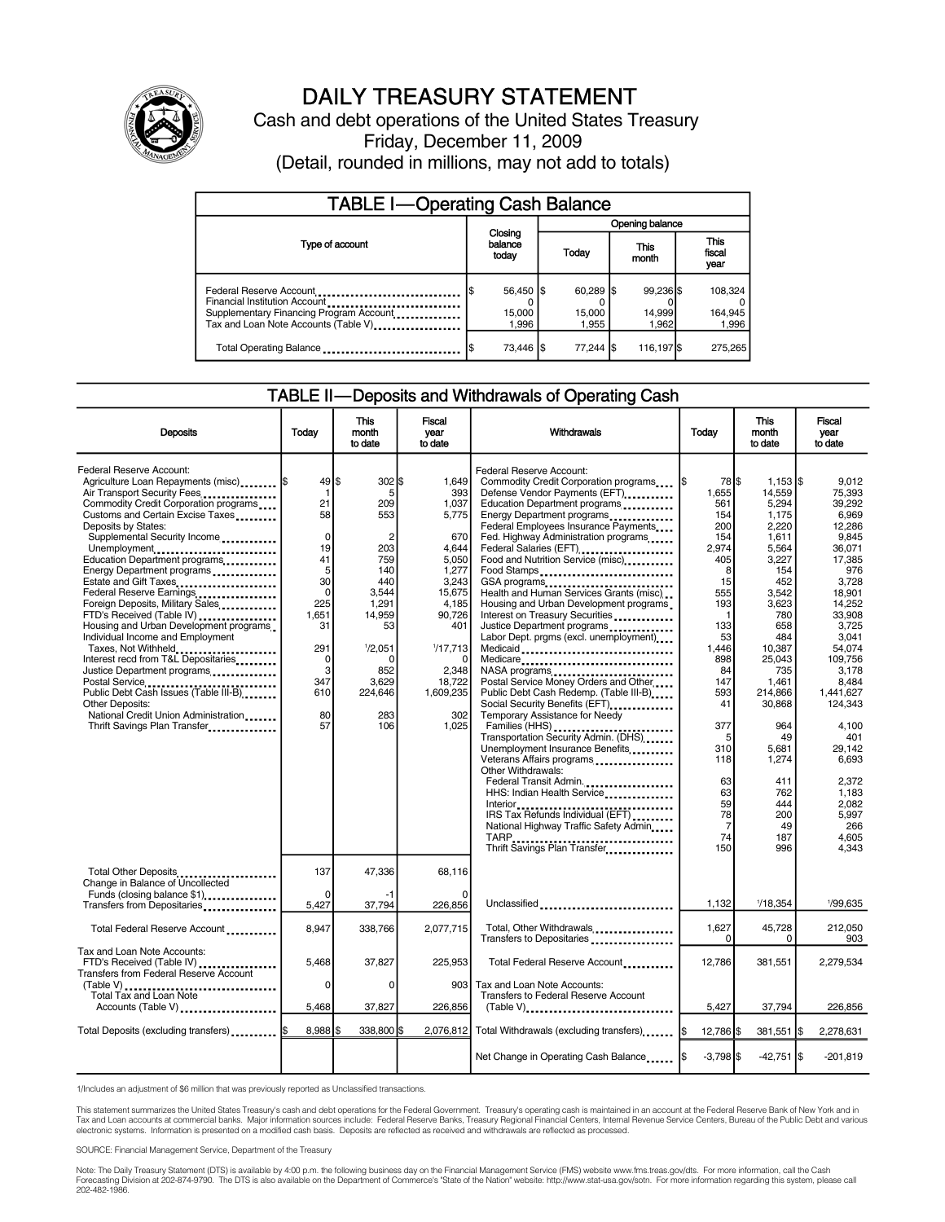# DAILY TREASURY STATEMENT

Cash and debt operations of the United States Treasury

Friday, December 11, 2009

(Detail, rounded in millions, may not add to totals)

## TABLE I—Operating Cash Balance

| Type of account | Closing balance today | Opening balance Today | This month | This fiscal year |
|---|---|---|---|---|
| Federal Reserve Account | $ 56,450 | $ 60,289 | $ 99,236 | $ 108,324 |
| Financial Institution Account | 0 | 0 | 0 | 0 |
| Supplementary Financing Program Account | 15,000 | 15,000 | 14,999 | 164,945 |
| Tax and Loan Note Accounts (Table V) | 1,996 | 1,955 | 1,962 | 1,996 |
| Total Operating Balance | $ 73,446 | $ 77,244 | $ 116,197 | $ 275,265 |

## TABLE II—Deposits and Withdrawals of Operating Cash

| Deposits | Today | This month to date | Fiscal year to date |
|---|---|---|---|
| Federal Reserve Account: | | | |
| Agriculture Loan Repayments (misc) | $ 49 | $ 302 | $ 1,649 |
| Air Transport Security Fees | 1 | 5 | 393 |
| Commodity Credit Corporation programs | 21 | 209 | 1,037 |
| Customs and Certain Excise Taxes | 58 | 553 | 5,775 |
| Deposits by States: | | | |
| Supplemental Security Income | 0 | 2 | 670 |
| Unemployment | 19 | 203 | 4,644 |
| Education Department programs | 41 | 759 | 5,050 |
| Energy Department programs | 5 | 140 | 1,277 |
| Estate and Gift Taxes | 30 | 440 | 3,243 |
| Federal Reserve Earnings | 0 | 3,544 | 15,675 |
| Foreign Deposits, Military Sales | 225 | 1,291 | 4,185 |
| FTD's Received (Table IV) | 1,651 | 14,959 | 90,726 |
| Housing and Urban Development programs | 31 | 53 | 401 |
| Individual Income and Employment Taxes, Not Withheld | 291 | [1]2,051 | [1]17,713 |
| Interest recd from T&L Depositaries | 0 | 0 | 0 |
| Justice Department programs | 3 | 852 | 2,348 |
| Postal Service | 347 | 3,629 | 18,722 |
| Public Debt Cash Issues (Table III-B) | 610 | 224,646 | 1,609,235 |
| Other Deposits: | | | |
| National Credit Union Administration | 80 | 283 | 302 |
| Thrift Savings Plan Transfer | 57 | 106 | 1,025 |
| Total Other Deposits | 137 | 47,336 | 68,116 |
| Change in Balance of Uncollected Funds (closing balance $1) | 0 | -1 | 0 |
| Transfers from Depositaries | 5,427 | 37,794 | 226,856 |
| Total Federal Reserve Account | 8,947 | 338,766 | 2,077,715 |
| Tax and Loan Note Accounts: | | | |
| FTD's Received (Table IV) | 5,468 | 37,827 | 225,953 |
| Transfers from Federal Reserve Account (Table V) | 0 | 0 | 903 |
| Total Tax and Loan Note Accounts (Table V) | 5,468 | 37,827 | 226,856 |
| Total Deposits (excluding transfers) | $ 8,988 | $ 338,800 | $ 2,076,812 |

| Withdrawals | Today | This month to date | Fiscal year to date |
|---|---|---|---|
| Federal Reserve Account: | | | |
| Commodity Credit Corporation programs | $ 78 | $ 1,153 | $ 9,012 |
| Defense Vendor Payments (EFT) | 1,655 | 14,559 | 75,393 |
| Education Department programs | 561 | 5,294 | 39,292 |
| Energy Department programs | 154 | 1,175 | 6,969 |
| Federal Employees Insurance Payments | 200 | 2,220 | 12,286 |
| Fed. Highway Administration programs | 154 | 1,611 | 9,845 |
| Federal Salaries (EFT) | 2,974 | 5,564 | 36,071 |
| Food and Nutrition Service (misc) | 405 | 3,227 | 17,385 |
| Food Stamps | 8 | 154 | 976 |
| GSA programs | 15 | 452 | 3,728 |
| Health and Human Services Grants (misc) | 555 | 3,542 | 18,901 |
| Housing and Urban Development programs | 193 | 3,623 | 14,252 |
| Interest on Treasury Securities | 1 | 780 | 33,908 |
| Justice Department programs | 133 | 658 | 3,725 |
| Labor Dept. prgms (excl. unemployment) | 53 | 484 | 3,041 |
| Medicaid | 1,446 | 10,387 | 54,074 |
| Medicare | 898 | 25,043 | 109,756 |
| NASA programs | 84 | 735 | 3,178 |
| Postal Service Money Orders and Other | 147 | 1,461 | 8,484 |
| Public Debt Cash Redemp. (Table III-B) | 593 | 214,866 | 1,441,627 |
| Social Security Benefits (EFT) | 41 | 30,868 | 124,343 |
| Temporary Assistance for Needy Families (HHS) | 377 | 964 | 4,100 |
| Transportation Security Admin. (DHS) | 5 | 49 | 401 |
| Unemployment Insurance Benefits | 310 | 5,681 | 29,142 |
| Veterans Affairs programs | 118 | 1,274 | 6,693 |
| Other Withdrawals: | | | |
| Federal Transit Admin. | 63 | 411 | 2,372 |
| HHS: Indian Health Service | 63 | 762 | 1,183 |
| Interior | 59 | 444 | 2,082 |
| IRS Tax Refunds Individual (EFT) | 78 | 200 | 5,997 |
| National Highway Traffic Safety Admin | 7 | 49 | 266 |
| TARP | 74 | 187 | 4,605 |
| Thrift Savings Plan Transfer | 150 | 996 | 4,343 |
| Unclassified | 1,132 | [1]18,354 | [1]99,635 |
| Total, Other Withdrawals | 1,627 | 45,728 | 212,050 |
| Transfers to Depositaries | 0 | 0 | 903 |
| Total Federal Reserve Account | 12,786 | 381,551 | 2,279,534 |
| Tax and Loan Note Accounts: | | | |
| Transfers to Federal Reserve Account (Table V) | 5,427 | 37,794 | 226,856 |
| Total Withdrawals (excluding transfers) | $ 12,786 | $ 381,551 | $ 2,278,631 |
| Net Change in Operating Cash Balance | $ -3,798 | $ -42,751 | $ -201,819 |

1/Includes an adjustment of $6 million that was previously reported as Unclassified transactions.

This statement summarizes the United States Treasury's cash and debt operations for the Federal Government. Treasury's operating cash is maintained in an account at the Federal Reserve Bank of New York and in Tax and Loan accounts at commercial banks. Major information sources include: Federal Reserve Banks, Treasury Regional Financial Centers, Internal Revenue Service Centers, Bureau of the Public Debt and various electronic systems. Information is presented on a modified cash basis. Deposits are reflected as received and withdrawals are reflected as processed.

SOURCE: Financial Management Service, Department of the Treasury

Note: The Daily Treasury Statement (DTS) is available by 4:00 p.m. the following business day on the Financial Management Service (FMS) website www.fms.treas.gov/dts. For more information, call the Cash Forecasting Division at 202-874-9790. The DTS is also available on the Department of Commerce's "State of the Nation" website: http://www.stat-usa.gov/sotn. For more information regarding this system, please call 202-482-1986.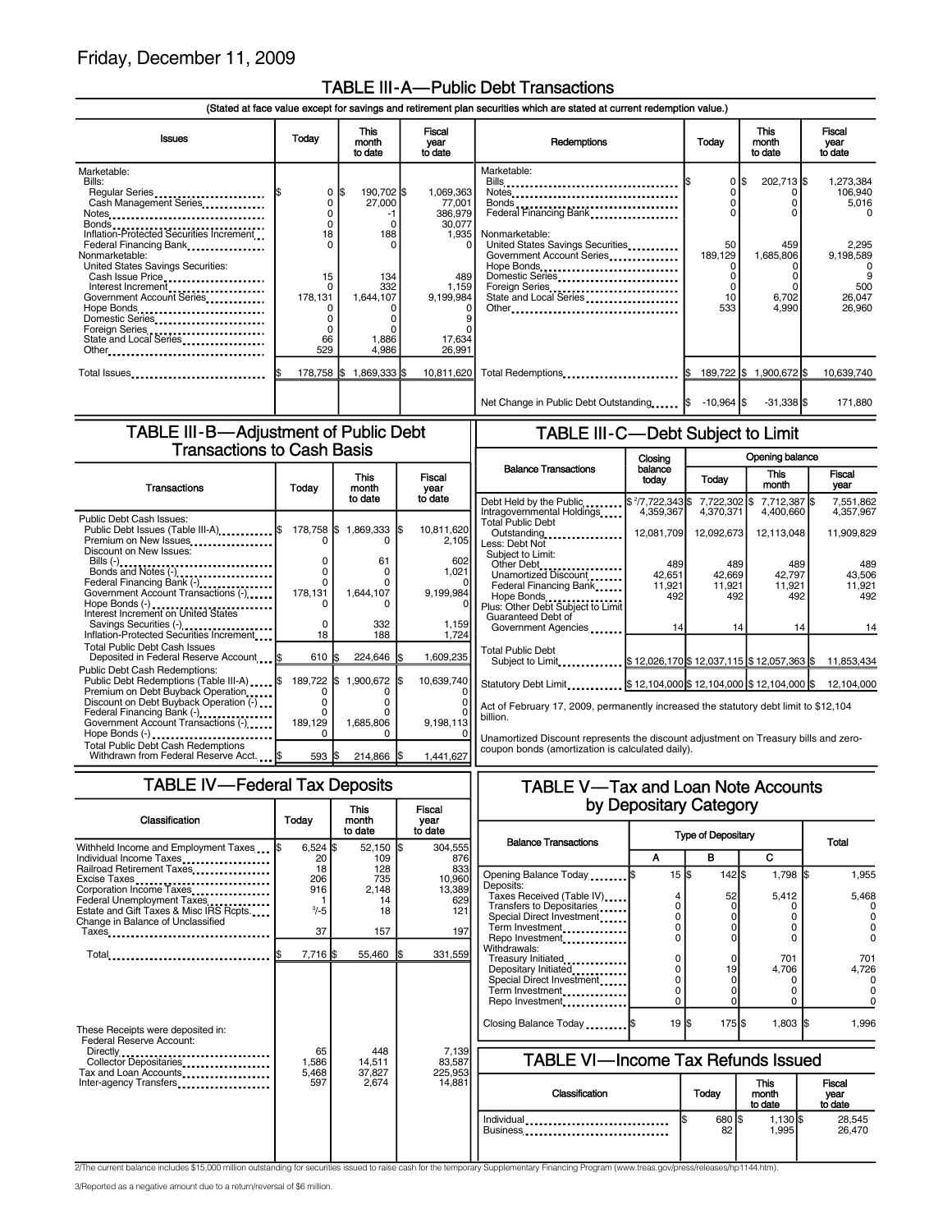Friday, December 11, 2009

## TABLE III-A—Public Debt Transactions

(Stated at face value except for savings and retirement plan securities which are stated at current redemption value.)

| Issues | Today | This month to date | Fiscal year to date |
|---|---|---|---|
| Marketable: | | | |
| Bills: | | | |
| Regular Series | $ 0 | $ 190,702 | $ 1,069,363 |
| Cash Management Series | 0 | 27,000 | 77,001 |
| Notes | 0 | -1 | 386,979 |
| Bonds | 0 | 0 | 30,077 |
| Inflation-Protected Securities Increment | 18 | 188 | 1,935 |
| Federal Financing Bank | 0 | 0 | 0 |
| Nonmarketable: | | | |
| United States Savings Securities: | | | |
| Cash Issue Price | 15 | 134 | 489 |
| Interest Increment | 0 | 332 | 1,159 |
| Government Account Series | 178,131 | 1,644,107 | 9,199,984 |
| Hope Bonds | 0 | 0 | 0 |
| Domestic Series | 0 | 0 | 9 |
| Foreign Series | 0 | 0 | 0 |
| State and Local Series | 66 | 1,886 | 17,634 |
| Other | 529 | 4,986 | 26,991 |
| Total Issues | $ 178,758 | $ 1,869,333 | $ 10,811,620 |

| Redemptions | Today | This month to date | Fiscal year to date |
|---|---|---|---|
| Marketable: | | | |
| Bills | $ 0 | $ 202,713 | $ 1,273,384 |
| Notes | 0 | 0 | 106,940 |
| Bonds | 0 | 0 | 5,016 |
| Federal Financing Bank | 0 | 0 | 0 |
| Nonmarketable: | | | |
| United States Savings Securities | 50 | 459 | 2,295 |
| Government Account Series | 189,129 | 1,685,806 | 9,198,589 |
| Hope Bonds | 0 | 0 | 0 |
| Domestic Series | 0 | 0 | 9 |
| Foreign Series | 0 | 0 | 500 |
| State and Local Series | 10 | 6,702 | 26,047 |
| Other | 533 | 4,990 | 26,960 |
| Total Redemptions | $ 189,722 | $ 1,900,672 | $ 10,639,740 |
| Net Change in Public Debt Outstanding | $ -10,964 | $ -31,338 | $ 171,880 |

## TABLE III-B—Adjustment of Public Debt Transactions to Cash Basis

| Transactions | Today | This month to date | Fiscal year to date |
|---|---|---|---|
| Public Debt Cash Issues: | | | |
| Public Debt Issues (Table III-A) | $ 178,758 | $ 1,869,333 | $ 10,811,620 |
| Premium on New Issues | 0 | 0 | 2,105 |
| Discount on New Issues: | | | |
| Bills (-) | 0 | 61 | 602 |
| Bonds and Notes (-) | 0 | 0 | 1,021 |
| Federal Financing Bank (-) | 0 | 0 | 0 |
| Government Account Transactions (-) | 178,131 | 1,644,107 | 9,199,984 |
| Hope Bonds (-) | 0 | 0 | 0 |
| Interest Increment on United States Savings Securities (-) | 0 | 332 | 1,159 |
| Inflation-Protected Securities Increment | 18 | 188 | 1,724 |
| Total Public Debt Cash Issues Deposited in Federal Reserve Account | $ 610 | $ 224,646 | $ 1,609,235 |
| Public Debt Cash Redemptions: | | | |
| Public Debt Redemptions (Table III-A) | $ 189,722 | $ 1,900,672 | $ 10,639,740 |
| Premium on Debt Buyback Operation | 0 | 0 | 0 |
| Discount on Debt Buyback Operation (-) | 0 | 0 | 0 |
| Federal Financing Bank (-) | 0 | 0 | 0 |
| Government Account Transactions (-) | 189,129 | 1,685,806 | 9,198,113 |
| Hope Bonds (-) | 0 | 0 | 0 |
| Total Public Debt Cash Redemptions Withdrawn from Federal Reserve Acct. | $ 593 | $ 214,866 | $ 1,441,627 |

## TABLE III-C—Debt Subject to Limit

| Balance Transactions | Closing balance today | Opening balance Today | Opening balance This month | Opening balance Fiscal year |
|---|---|---|---|---|
| Debt Held by the Public | $ [2]7,722,343 | $ 7,722,302 | $ 7,712,387 | $ 7,551,862 |
| Intragovernmental Holdings | 4,359,367 | 4,370,371 | 4,400,660 | 4,357,967 |
| Total Public Debt Outstanding | 12,081,709 | 12,092,673 | 12,113,048 | 11,909,829 |
| Less: Debt Not Subject to Limit: | | | | |
| Other Debt | 489 | 489 | 489 | 489 |
| Unamortized Discount | 42,651 | 42,669 | 42,797 | 43,506 |
| Federal Financing Bank | 11,921 | 11,921 | 11,921 | 11,921 |
| Hope Bonds | 492 | 492 | 492 | 492 |
| Plus: Other Debt Subject to Limit | | | | |
| Guaranteed Debt of Government Agencies | 14 | 14 | 14 | 14 |
| Total Public Debt Subject to Limit | $ 12,026,170 | $ 12,037,115 | $ 12,057,363 | $ 11,853,434 |
| Statutory Debt Limit | $ 12,104,000 | $ 12,104,000 | $ 12,104,000 | $ 12,104,000 |

Act of February 17, 2009, permanently increased the statutory debt limit to $12,104 billion.

Unamortized Discount represents the discount adjustment on Treasury bills and zero-coupon bonds (amortization is calculated daily).

## TABLE IV—Federal Tax Deposits

| Classification | Today | This month to date | Fiscal year to date |
|---|---|---|---|
| Withheld Income and Employment Taxes | $ 6,524 | $ 52,150 | $ 304,555 |
| Individual Income Taxes | 20 | 109 | 876 |
| Railroad Retirement Taxes | 18 | 128 | 833 |
| Excise Taxes | 206 | 735 | 10,960 |
| Corporation Income Taxes | 916 | 2,148 | 13,389 |
| Federal Unemployment Taxes | 1 | 14 | 629 |
| Estate and Gift Taxes & Misc IRS Rcpts. | [3]-5 | 18 | 121 |
| Change in Balance of Unclassified Taxes | 37 | 157 | 197 |
| Total | $ 7,716 | $ 55,460 | $ 331,559 |
| These Receipts were deposited in: | | | |
| Federal Reserve Account: | | | |
| Directly | 65 | 448 | 7,139 |
| Collector Depositaries | 1,586 | 14,511 | 83,587 |
| Tax and Loan Accounts | 5,468 | 37,827 | 225,953 |
| Inter-agency Transfers | 597 | 2,674 | 14,881 |

## TABLE V—Tax and Loan Note Accounts by Depositary Category

| Balance Transactions | A | B | C | Total |
|---|---|---|---|---|
| Opening Balance Today | $ 15 | $ 142 | $ 1,798 | $ 1,955 |
| Deposits: | | | | |
| Taxes Received (Table IV) | 4 | 52 | 5,412 | 5,468 |
| Transfers to Depositaries | 0 | 0 | 0 | 0 |
| Special Direct Investment | 0 | 0 | 0 | 0 |
| Term Investment | 0 | 0 | 0 | 0 |
| Repo Investment | 0 | 0 | 0 | 0 |
| Withdrawals: | | | | |
| Treasury Initiated | 0 | 0 | 701 | 701 |
| Depositary Initiated | 0 | 19 | 4,706 | 4,726 |
| Special Direct Investment | 0 | 0 | 0 | 0 |
| Term Investment | 0 | 0 | 0 | 0 |
| Repo Investment | 0 | 0 | 0 | 0 |
| Closing Balance Today | $ 19 | $ 175 | $ 1,803 | $ 1,996 |

## TABLE VI—Income Tax Refunds Issued

| Classification | Today | This month to date | Fiscal year to date |
|---|---|---|---|
| Individual | $ 680 | $ 1,130 | $ 28,545 |
| Business | 82 | 1,995 | 26,470 |

2/The current balance includes $15,000 million outstanding for securities issued to raise cash for the temporary Supplementary Financing Program (www.treas.gov/press/releases/hp1144.htm).

3/Reported as a negative amount due to a return/reversal of $6 million.